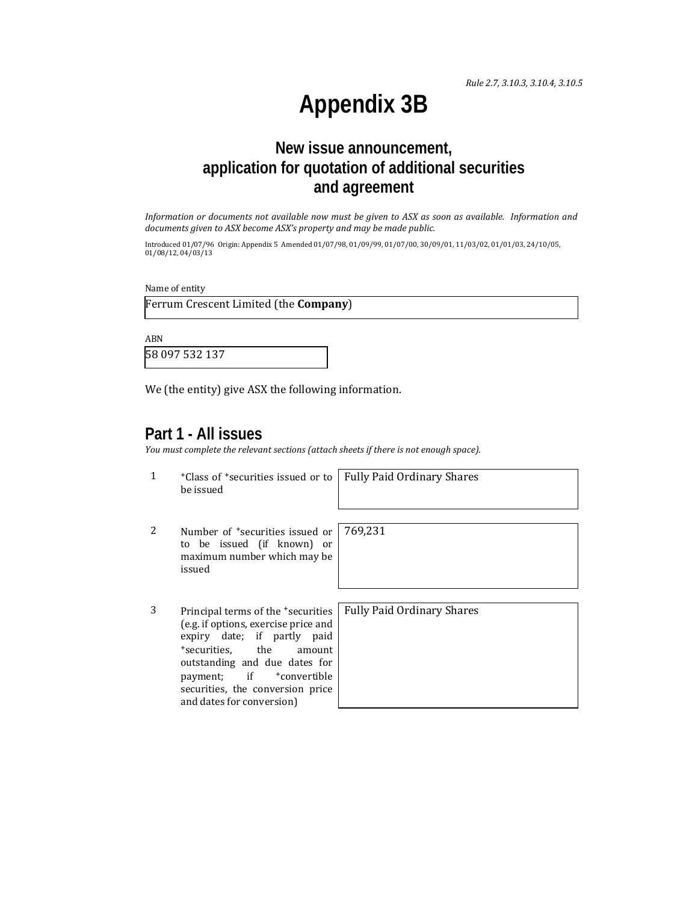*Rule 2.7, 3.10.3, 3.10.4, 3.10.5*

# Appendix 3B

## New issue announcement, application for quotation of additional securities and agreement

*Information or documents not available now must be given to ASX as soon as available. Information and documents given to ASX become ASX's property and may be made public.*

Introduced 01/07/96 Origin: Appendix 5 Amended 01/07/98, 01/09/99, 01/07/00, 30/09/01, 11/03/02, 01/01/03, 24/10/05, 01/08/12, 04/03/13

Name of entity

Ferrum Crescent Limited (the **Company**)

ABN

58 097 532 137

We (the entity) give ASX the following information.

## Part 1 - All issues

*You must complete the relevant sections (attach sheets if there is not enough space).*

| | | |
|---|---|---|
| 1 | +Class of +securities issued or to be issued | Fully Paid Ordinary Shares |
| 2 | Number of +securities issued or to be issued (if known) or maximum number which may be issued | 769,231 |
| 3 | Principal terms of the +securities (e.g. if options, exercise price and expiry date; if partly paid +securities, the amount outstanding and due dates for payment; if +convertible securities, the conversion price and dates for conversion) | Fully Paid Ordinary Shares |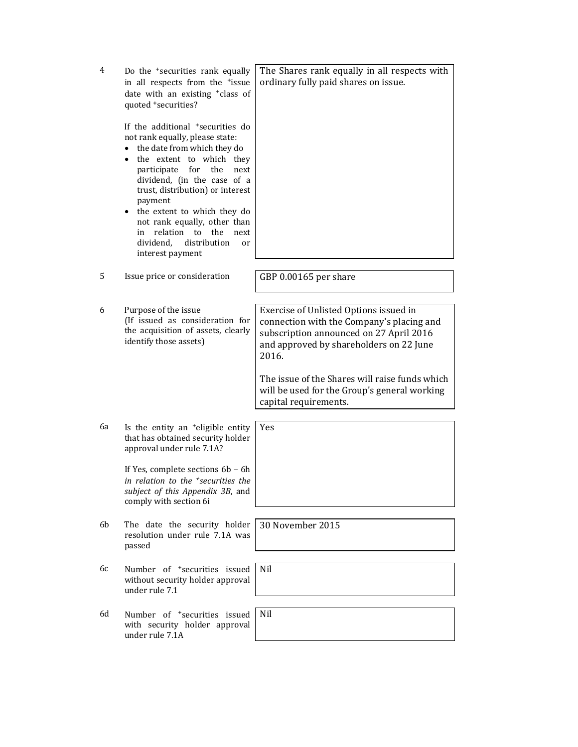| | | |
|---|---|---|
| 4 | Do the +securities rank equally in all respects from the +issue date with an existing +class of quoted +securities?<br><br>If the additional +securities do not rank equally, please state:<br>• the date from which they do<br>• the extent to which they participate for the next dividend, (in the case of a trust, distribution) or interest payment<br>• the extent to which they do not rank equally, other than in relation to the next dividend, distribution or interest payment | The Shares rank equally in all respects with ordinary fully paid shares on issue. |
| 5 | Issue price or consideration | GBP 0.00165 per share |
| 6 | Purpose of the issue<br>(If issued as consideration for the acquisition of assets, clearly identify those assets) | Exercise of Unlisted Options issued in connection with the Company's placing and subscription announced on 27 April 2016 and approved by shareholders on 22 June 2016.<br><br>The issue of the Shares will raise funds which will be used for the Group's general working capital requirements. |
| 6a | Is the entity an +eligible entity that has obtained security holder approval under rule 7.1A?<br><br>If Yes, complete sections 6b – 6h *in relation to the +securities the subject of this Appendix 3B*, and comply with section 6i | Yes |
| 6b | The date the security holder resolution under rule 7.1A was passed | 30 November 2015 |
| 6c | Number of +securities issued without security holder approval under rule 7.1 | Nil |
| 6d | Number of +securities issued with security holder approval under rule 7.1A | Nil |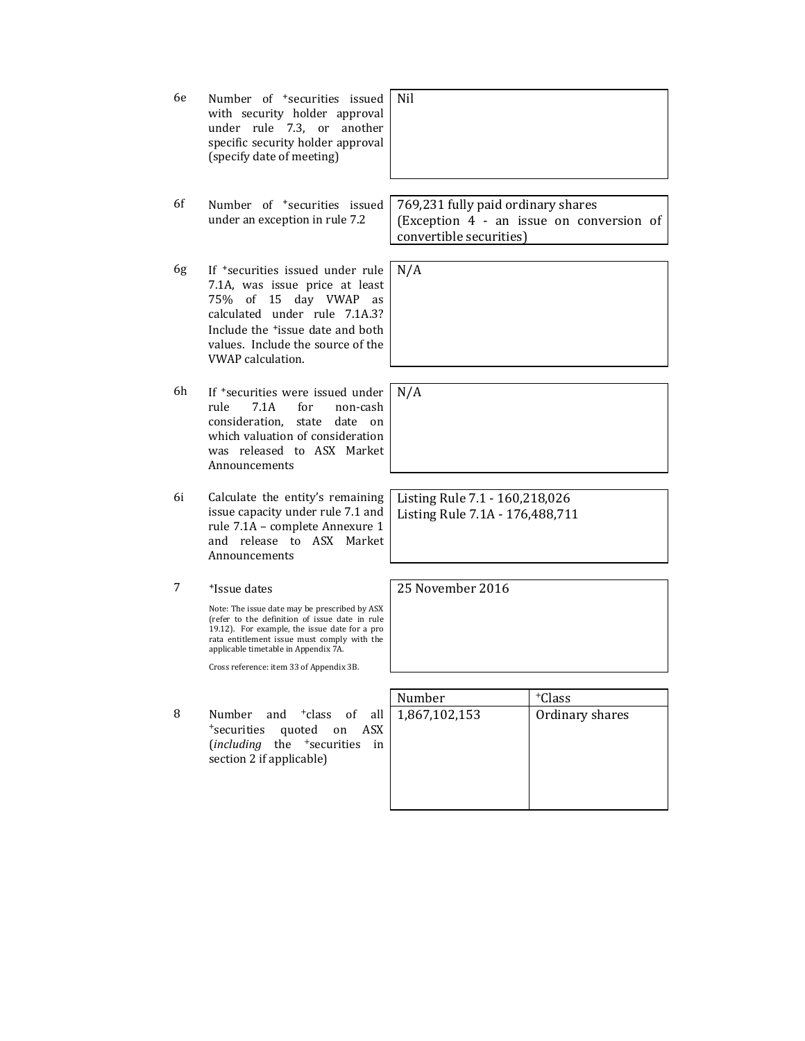| | | |
|---|---|---|
| 6e | Number of +securities issued with security holder approval under rule 7.3, or another specific security holder approval (specify date of meeting) | Nil |
| 6f | Number of +securities issued under an exception in rule 7.2 | 769,231 fully paid ordinary shares (Exception 4 - an issue on conversion of convertible securities) |
| 6g | If +securities issued under rule 7.1A, was issue price at least 75% of 15 day VWAP as calculated under rule 7.1A.3? Include the +issue date and both values. Include the source of the VWAP calculation. | N/A |
| 6h | If +securities were issued under rule 7.1A for non-cash consideration, state date on which valuation of consideration was released to ASX Market Announcements | N/A |
| 6i | Calculate the entity's remaining issue capacity under rule 7.1 and rule 7.1A – complete Annexure 1 and release to ASX Market Announcements | Listing Rule 7.1 - 160,218,026<br>Listing Rule 7.1A - 176,488,711 |
| 7 | +Issue dates<br><br>Note: The issue date may be prescribed by ASX (refer to the definition of issue date in rule 19.12). For example, the issue date for a pro rata entitlement issue must comply with the applicable timetable in Appendix 7A.<br><br>Cross reference: item 33 of Appendix 3B. | 25 November 2016 |

| | | Number | +Class |
|---|---|---|---|
| 8 | Number and +class of all +securities quoted on ASX (*including* the +securities in section 2 if applicable) | 1,867,102,153 | Ordinary shares |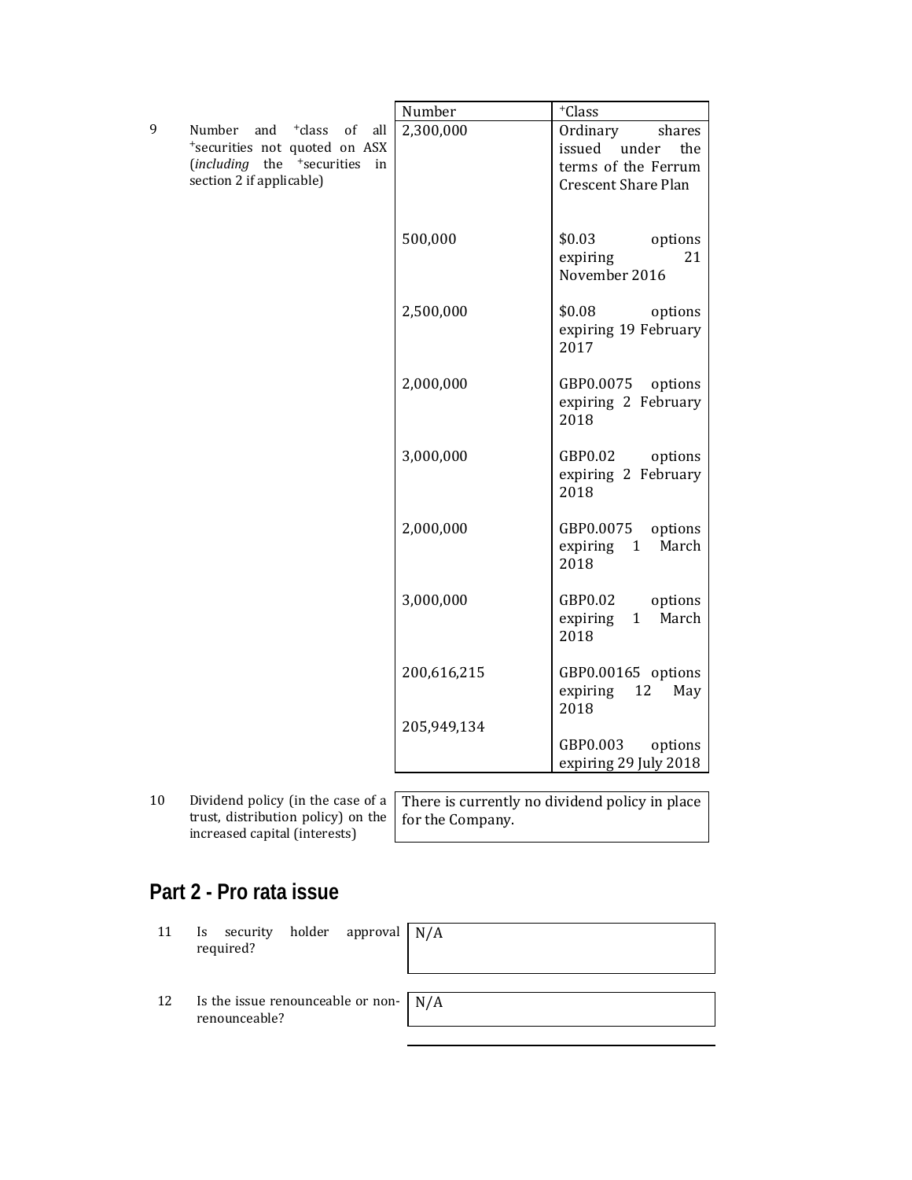| | | Number | +Class |
|---|---|---|---|
| 9 | Number and +class of all +securities not quoted on ASX (*including* the +securities in section 2 if applicable) | 2,300,000 | Ordinary shares issued under the terms of the Ferrum Crescent Share Plan |
| | | 500,000 | $0.03 options expiring 21 November 2016 |
| | | 2,500,000 | $0.08 options expiring 19 February 2017 |
| | | 2,000,000 | GBP0.0075 options expiring 2 February 2018 |
| | | 3,000,000 | GBP0.02 options expiring 2 February 2018 |
| | | 2,000,000 | GBP0.0075 options expiring 1 March 2018 |
| | | 3,000,000 | GBP0.02 options expiring 1 March 2018 |
| | | 200,616,215 | GBP0.00165 options expiring 12 May 2018 |
| | | 205,949,134 | GBP0.003 options expiring 29 July 2018 |

| | | |
|---|---|---|
| 10 | Dividend policy (in the case of a trust, distribution policy) on the increased capital (interests) | There is currently no dividend policy in place for the Company. |

## Part 2 - Pro rata issue

| | | |
|---|---|---|
| 11 | Is security holder approval required? | N/A |
| 12 | Is the issue renounceable or non-renounceable? | N/A |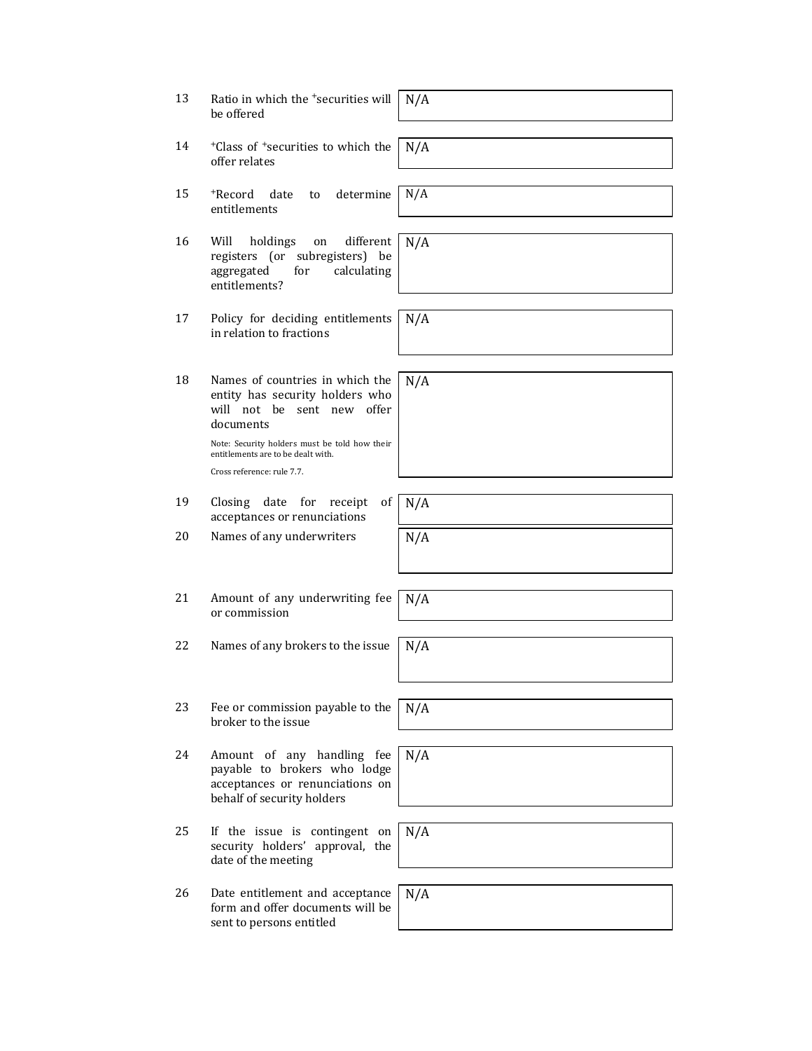| | | |
|---|---|---|
| 13 | Ratio in which the +securities will be offered | N/A |
| 14 | +Class of +securities to which the offer relates | N/A |
| 15 | +Record date to determine entitlements | N/A |
| 16 | Will holdings on different registers (or subregisters) be aggregated for calculating entitlements? | N/A |
| 17 | Policy for deciding entitlements in relation to fractions | N/A |
| 18 | Names of countries in which the entity has security holders who will not be sent new offer documents<br><br>Note: Security holders must be told how their entitlements are to be dealt with.<br><br>Cross reference: rule 7.7. | N/A |
| 19 | Closing date for receipt of acceptances or renunciations | N/A |
| 20 | Names of any underwriters | N/A |
| 21 | Amount of any underwriting fee or commission | N/A |
| 22 | Names of any brokers to the issue | N/A |
| 23 | Fee or commission payable to the broker to the issue | N/A |
| 24 | Amount of any handling fee payable to brokers who lodge acceptances or renunciations on behalf of security holders | N/A |
| 25 | If the issue is contingent on security holders' approval, the date of the meeting | N/A |
| 26 | Date entitlement and acceptance form and offer documents will be sent to persons entitled | N/A |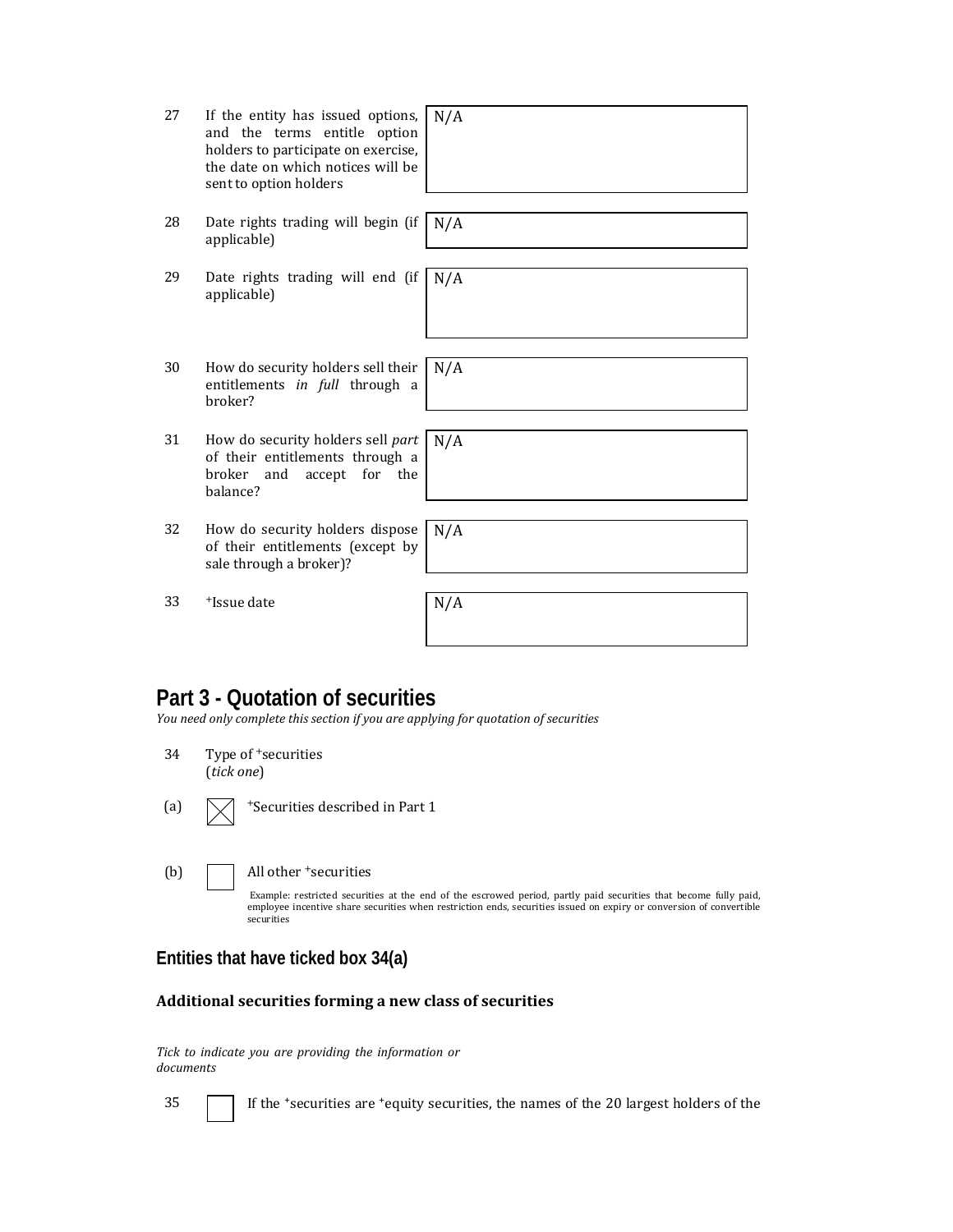| | | |
|---|---|---|
| 27 | If the entity has issued options, and the terms entitle option holders to participate on exercise, the date on which notices will be sent to option holders | N/A |
| 28 | Date rights trading will begin (if applicable) | N/A |
| 29 | Date rights trading will end (if applicable) | N/A |
| 30 | How do security holders sell their entitlements *in full* through a broker? | N/A |
| 31 | How do security holders sell *part* of their entitlements through a broker and accept for the balance? | N/A |
| 32 | How do security holders dispose of their entitlements (except by sale through a broker)? | N/A |
| 33 | +Issue date | N/A |

## Part 3 - Quotation of securities

*You need only complete this section if you are applying for quotation of securities*

34 Type of +securities
(*tick one*)

(a) ☒ +Securities described in Part 1

(b) ☐ All other +securities

Example: restricted securities at the end of the escrowed period, partly paid securities that become fully paid, employee incentive share securities when restriction ends, securities issued on expiry or conversion of convertible securities

### Entities that have ticked box 34(a)

**Additional securities forming a new class of securities**

*Tick to indicate you are providing the information or documents*

35 ☐ If the +securities are +equity securities, the names of the 20 largest holders of the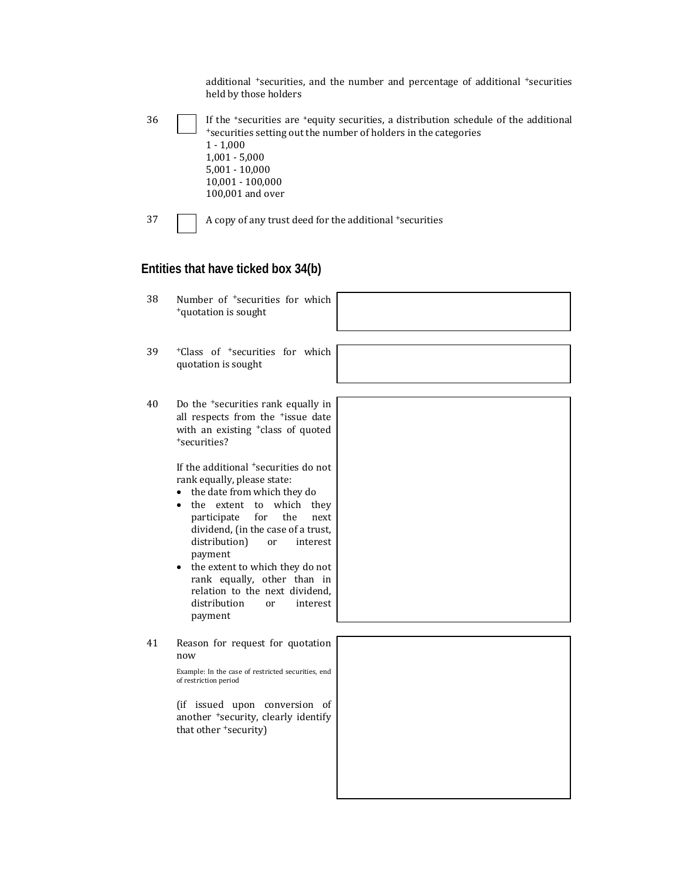additional +securities, and the number and percentage of additional +securities held by those holders

36 ☐ If the +securities are +equity securities, a distribution schedule of the additional +securities setting out the number of holders in the categories
1 - 1,000
1,001 - 5,000
5,001 - 10,000
10,001 - 100,000
100,001 and over

37 ☐ A copy of any trust deed for the additional +securities

## Entities that have ticked box 34(b)

| | | |
|---|---|---|
| 38 | Number of +securities for which +quotation is sought | |
| 39 | +Class of +securities for which quotation is sought | |
| 40 | Do the +securities rank equally in all respects from the +issue date with an existing +class of quoted +securities?<br><br>If the additional +securities do not rank equally, please state:<br>• the date from which they do<br>• the extent to which they participate for the next dividend, (in the case of a trust, distribution) or interest payment<br>• the extent to which they do not rank equally, other than in relation to the next dividend, distribution or interest payment | |
| 41 | Reason for request for quotation now<br><br>Example: In the case of restricted securities, end of restriction period<br><br>(if issued upon conversion of another +security, clearly identify that other +security) | |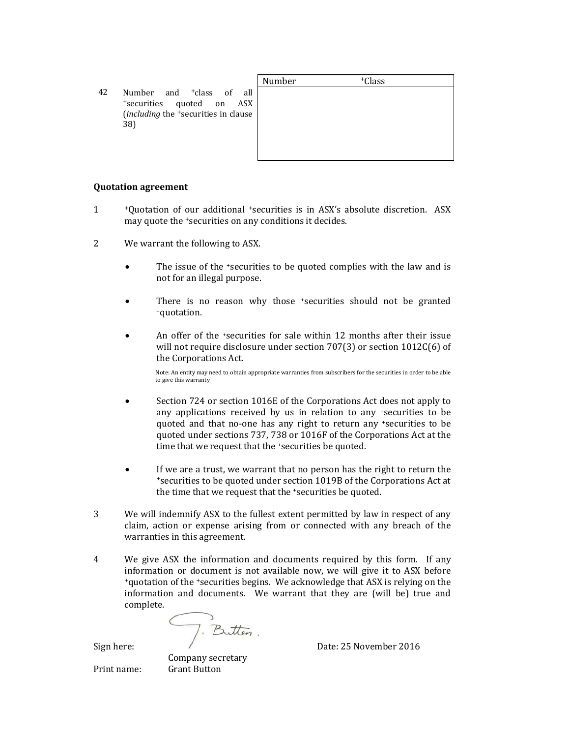| | | Number | +Class |
|---|---|---|---|
| 42 | Number and +class of all +securities quoted on ASX (*including* the +securities in clause 38) | | |

**Quotation agreement**

1. +Quotation of our additional +securities is in ASX's absolute discretion. ASX may quote the +securities on any conditions it decides.

2. We warrant the following to ASX.

   - The issue of the +securities to be quoted complies with the law and is not for an illegal purpose.

   - There is no reason why those +securities should not be granted +quotation.

   - An offer of the +securities for sale within 12 months after their issue will not require disclosure under section 707(3) or section 1012C(6) of the Corporations Act.

     Note: An entity may need to obtain appropriate warranties from subscribers for the securities in order to be able to give this warranty

   - Section 724 or section 1016E of the Corporations Act does not apply to any applications received by us in relation to any +securities to be quoted and that no-one has any right to return any +securities to be quoted under sections 737, 738 or 1016F of the Corporations Act at the time that we request that the +securities be quoted.

   - If we are a trust, we warrant that no person has the right to return the +securities to be quoted under section 1019B of the Corporations Act at the time that we request that the +securities be quoted.

3. We will indemnify ASX to the fullest extent permitted by law in respect of any claim, action or expense arising from or connected with any breach of the warranties in this agreement.

4. We give ASX the information and documents required by this form. If any information or document is not available now, we will give it to ASX before +quotation of the +securities begins. We acknowledge that ASX is relying on the information and documents. We warrant that they are (will be) true and complete.

Sign here: G. Button. Company secretary　　Date: 25 November 2016

Print name: Grant Button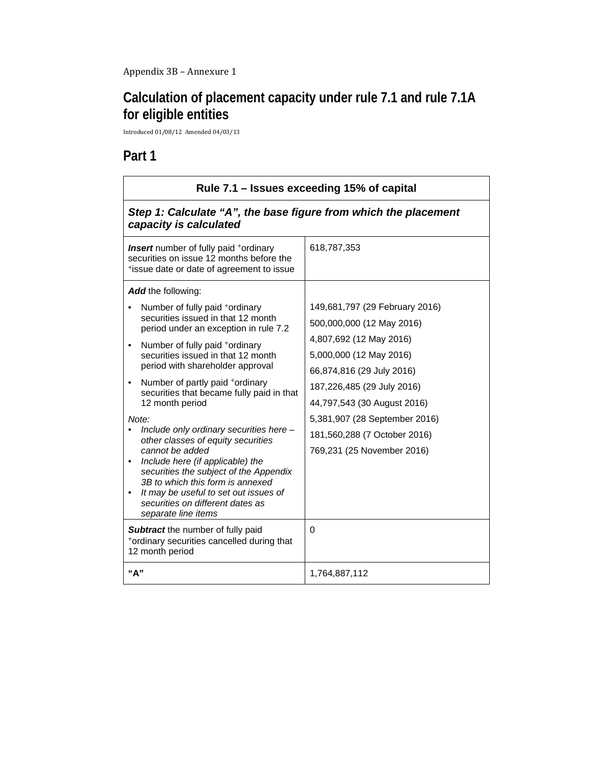Appendix 3B – Annexure 1

# Calculation of placement capacity under rule 7.1 and rule 7.1A for eligible entities

Introduced 01/08/12 Amended 04/03/13

## Part 1

| **Rule 7.1 – Issues exceeding 15% of capital** | |
|---|---|
| ***Step 1: Calculate "A", the base figure from which the placement capacity is calculated*** | |
| ***Insert*** number of fully paid +ordinary securities on issue 12 months before the +issue date or date of agreement to issue | 618,787,353 |
| ***Add*** the following:<br>• Number of fully paid +ordinary securities issued in that 12 month period under an exception in rule 7.2<br>• Number of fully paid +ordinary securities issued in that 12 month period with shareholder approval<br>• Number of partly paid +ordinary securities that became fully paid in that 12 month period<br>*Note:*<br>• *Include only ordinary securities here – other classes of equity securities cannot be added*<br>• *Include here (if applicable) the securities the subject of the Appendix 3B to which this form is annexed*<br>• *It may be useful to set out issues of securities on different dates as separate line items* | 149,681,797 (29 February 2016)<br>500,000,000 (12 May 2016)<br>4,807,692 (12 May 2016)<br>5,000,000 (12 May 2016)<br>66,874,816 (29 July 2016)<br>187,226,485 (29 July 2016)<br>44,797,543 (30 August 2016)<br>5,381,907 (28 September 2016)<br>181,560,288 (7 October 2016)<br>769,231 (25 November 2016) |
| ***Subtract*** the number of fully paid +ordinary securities cancelled during that 12 month period | 0 |
| **"A"** | 1,764,887,112 |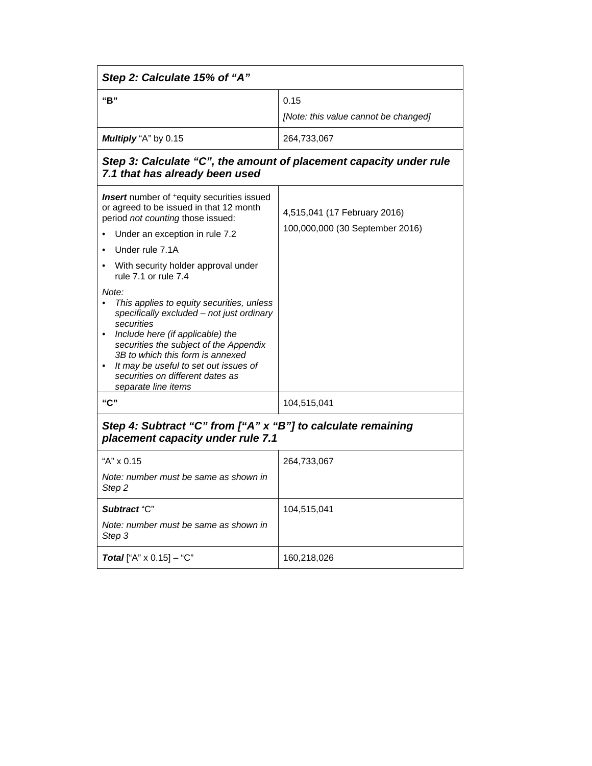| ***Step 2: Calculate 15% of "A"*** | |
|---|---|
| **"B"** | 0.15<br>*[Note: this value cannot be changed]* |
| ***Multiply*** "A" by 0.15 | 264,733,067 |
| ***Step 3: Calculate "C", the amount of placement capacity under rule 7.1 that has already been used*** | |
| ***Insert*** number of +equity securities issued or agreed to be issued in that 12 month period *not counting* those issued:<br>• Under an exception in rule 7.2<br>• Under rule 7.1A<br>• With security holder approval under rule 7.1 or rule 7.4<br>*Note:*<br>• *This applies to equity securities, unless specifically excluded – not just ordinary securities*<br>• *Include here (if applicable) the securities the subject of the Appendix 3B to which this form is annexed*<br>• *It may be useful to set out issues of securities on different dates as separate line items* | 4,515,041 (17 February 2016)<br>100,000,000 (30 September 2016) |
| **"C"** | 104,515,041 |
| ***Step 4: Subtract "C" from ["A" x "B"] to calculate remaining placement capacity under rule 7.1*** | |
| "A" x 0.15<br>*Note: number must be same as shown in Step 2* | 264,733,067 |
| ***Subtract*** "C"<br>*Note: number must be same as shown in Step 3* | 104,515,041 |
| ***Total*** ["A" x 0.15] – "C" | 160,218,026 |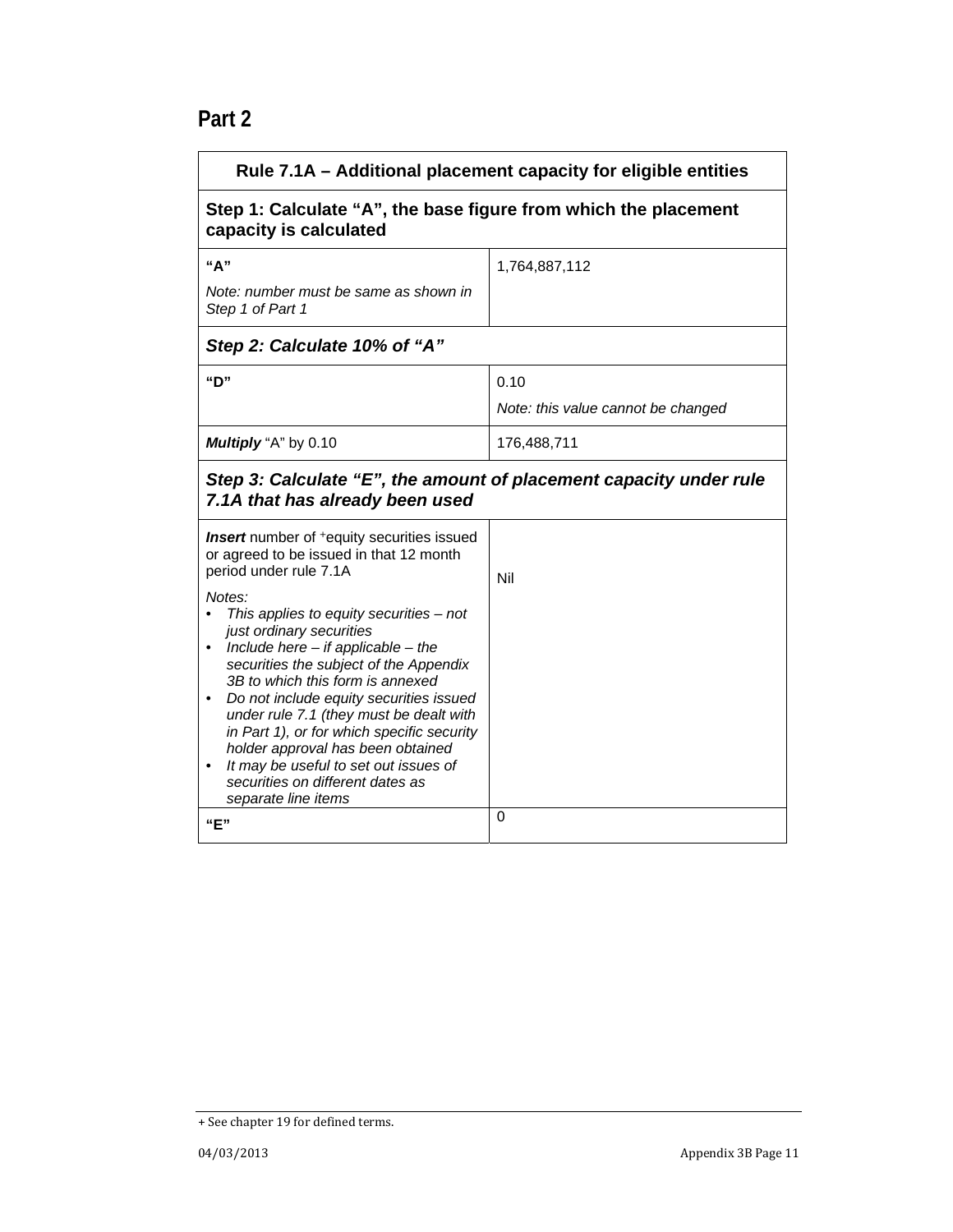## Part 2

| Rule 7.1A – Additional placement capacity for eligible entities | |
|---|---|
| **Step 1: Calculate "A", the base figure from which the placement capacity is calculated** | |
| **"A"**<br>*Note: number must be same as shown in Step 1 of Part 1* | 1,764,887,112 |
| ***Step 2: Calculate 10% of "A"*** | |
| **"D"** | 0.10<br>*Note: this value cannot be changed* |
| ***Multiply*** "A" by 0.10 | 176,488,711 |
| ***Step 3: Calculate "E", the amount of placement capacity under rule 7.1A that has already been used*** | |
| ***Insert*** number of +equity securities issued or agreed to be issued in that 12 month period under rule 7.1A<br>*Notes:*<br>• *This applies to equity securities – not just ordinary securities*<br>• *Include here – if applicable – the securities the subject of the Appendix 3B to which this form is annexed*<br>• *Do not include equity securities issued under rule 7.1 (they must be dealt with in Part 1), or for which specific security holder approval has been obtained*<br>• *It may be useful to set out issues of securities on different dates as separate line items* | Nil |
| **"E"** | 0 |

+ See chapter 19 for defined terms.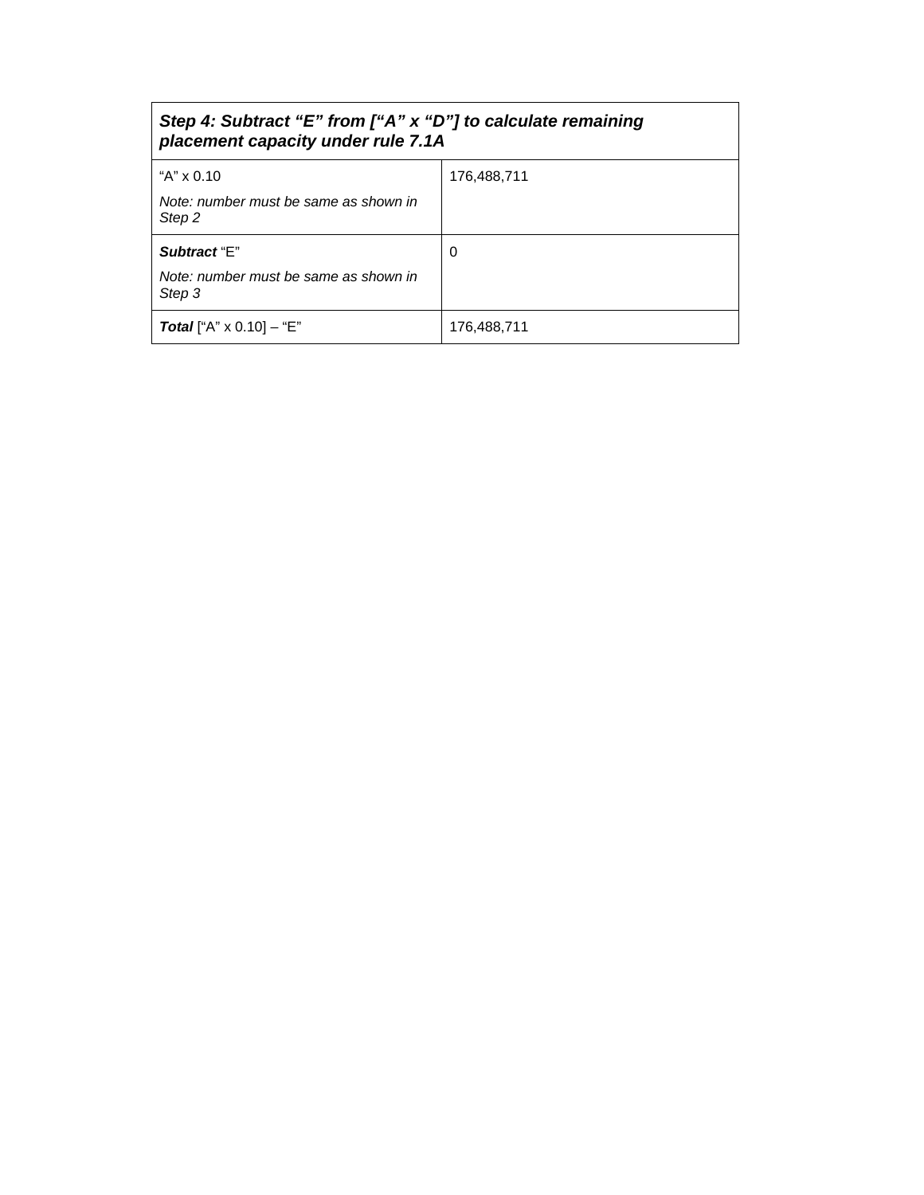| ***Step 4: Subtract "E" from ["A" x "D"] to calculate remaining placement capacity under rule 7.1A*** | |
|---|---|
| "A" x 0.10<br><br>*Note: number must be same as shown in Step 2* | 176,488,711 |
| ***Subtract*** "E"<br><br>*Note: number must be same as shown in Step 3* | 0 |
| ***Total*** ["A" x 0.10] – "E" | 176,488,711 |